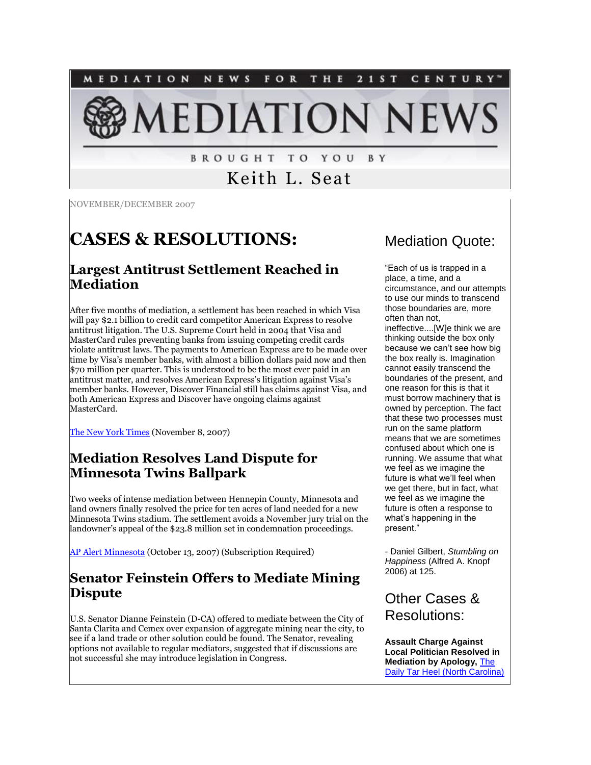MEDIATION NEWS FOR THE 21ST CENTURY™

# MEDIATION NEWS

BROUGHT TO YOU BY

Keith L. Seat

NOVEMBER/DECEMBER 2007

# CASES & RESOLUTIONS:

## Largest Antitrust Settlement Reached in Mediation

After five months of mediation, a settlement has been reached in which Visa will pay $2.1 billion to credit card competitor American Express to resolve antitrust litigation. The U.S. Supreme Court held in 2004 that Visa and MasterCard rules preventing banks from issuing competing credit cards violate antitrust laws. The payments to American Express are to be made over time by Visa's member banks, with almost a billion dollars paid now and then $70 million per quarter. This is understood to be the most ever paid in an antitrust matter, and resolves American Express's litigation against Visa's member banks. However, Discover Financial still has claims against Visa, and both American Express and Discover have ongoing claims against MasterCard.

The New York Times (November 8, 2007)

## Mediation Resolves Land Dispute for Minnesota Twins Ballpark

Two weeks of intense mediation between Hennepin County, Minnesota and land owners finally resolved the price for ten acres of land needed for a new Minnesota Twins stadium. The settlement avoids a November jury trial on the landowner's appeal of the $23.8 million set in condemnation proceedings.

AP Alert Minnesota (October 13, 2007) (Subscription Required)

## Senator Feinstein Offers to Mediate Mining Dispute

U.S. Senator Dianne Feinstein (D-CA) offered to mediate between the City of Santa Clarita and Cemex over expansion of aggregate mining near the city, to see if a land trade or other solution could be found. The Senator, revealing options not available to regular mediators, suggested that if discussions are not successful she may introduce legislation in Congress.

## Mediation Quote:

"Each of us is trapped in a place, a time, and a circumstance, and our attempts to use our minds to transcend those boundaries are, more often than not, ineffective....[W]e think we are thinking outside the box only because we can't see how big the box really is. Imagination cannot easily transcend the boundaries of the present, and one reason for this is that it must borrow machinery that is owned by perception. The fact that these two processes must run on the same platform means that we are sometimes confused about which one is running. We assume that what we feel as we imagine the future is what we'll feel when we get there, but in fact, what we feel as we imagine the future is often a response to what's happening in the present."

- Daniel Gilbert, *Stumbling on Happiness* (Alfred A. Knopf 2006) at 125.

## Other Cases & Resolutions:

**Assault Charge Against Local Politician Resolved in Mediation by Apology,** The Daily Tar Heel (North Carolina)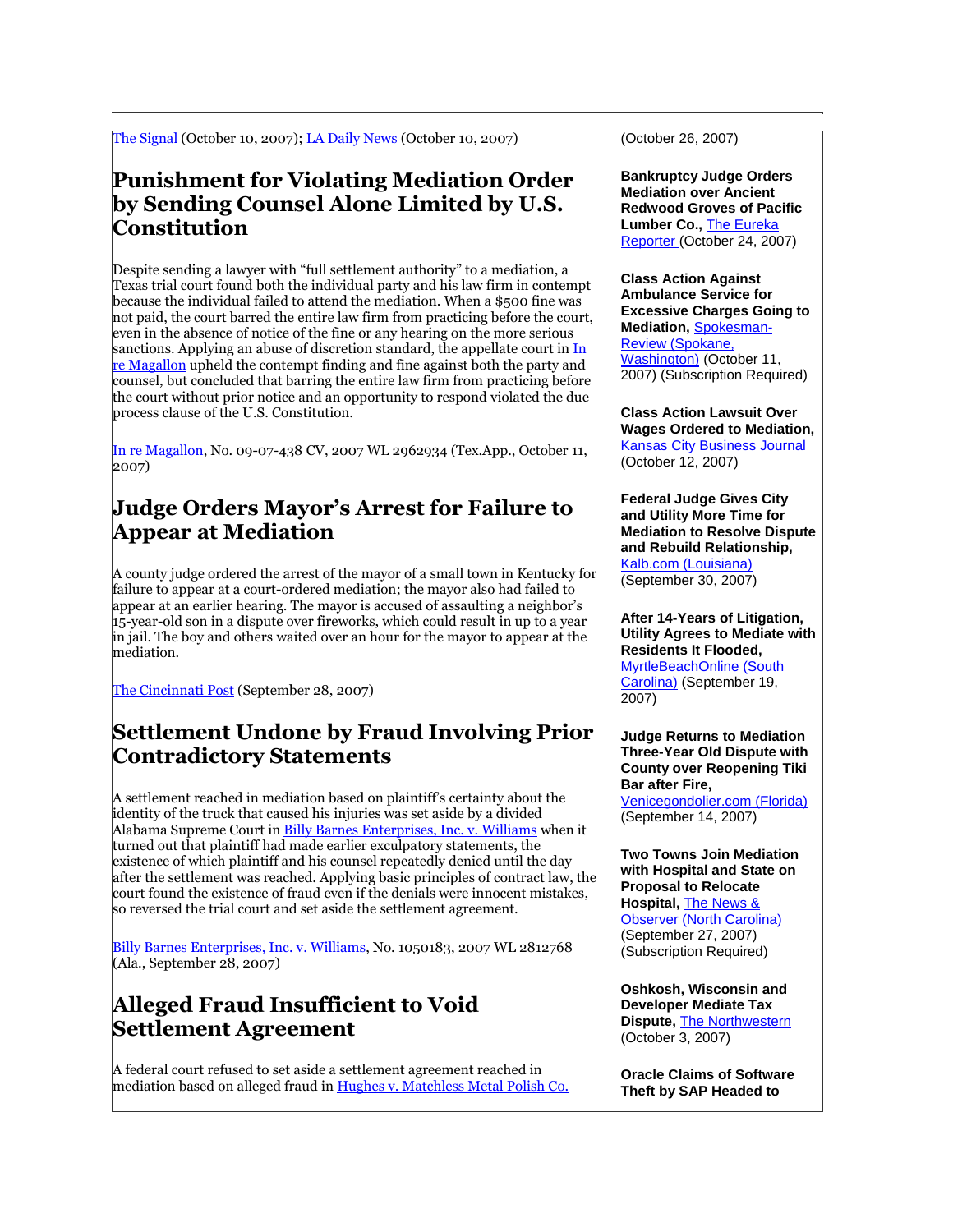[The Signal](#) (October 10, 2007); [LA Daily News](#) (October 10, 2007)

## Punishment for Violating Mediation Order by Sending Counsel Alone Limited by U.S. Constitution

Despite sending a lawyer with "full settlement authority" to a mediation, a Texas trial court found both the individual party and his law firm in contempt because the individual failed to attend the mediation. When a $500 fine was not paid, the court barred the entire law firm from practicing before the court, even in the absence of notice of the fine or any hearing on the more serious sanctions. Applying an abuse of discretion standard, the appellate court in In re Magallon upheld the contempt finding and fine against both the party and counsel, but concluded that barring the entire law firm from practicing before the court without prior notice and an opportunity to respond violated the due process clause of the U.S. Constitution.

In re Magallon, No. 09-07-438 CV, 2007 WL 2962934 (Tex.App., October 11, 2007)

## Judge Orders Mayor's Arrest for Failure to Appear at Mediation

A county judge ordered the arrest of the mayor of a small town in Kentucky for failure to appear at a court-ordered mediation; the mayor also had failed to appear at an earlier hearing. The mayor is accused of assaulting a neighbor's 15-year-old son in a dispute over fireworks, which could result in up to a year in jail. The boy and others waited over an hour for the mayor to appear at the mediation.

The Cincinnati Post (September 28, 2007)

## Settlement Undone by Fraud Involving Prior Contradictory Statements

A settlement reached in mediation based on plaintiff's certainty about the identity of the truck that caused his injuries was set aside by a divided Alabama Supreme Court in Billy Barnes Enterprises, Inc. v. Williams when it turned out that plaintiff had made earlier exculpatory statements, the existence of which plaintiff and his counsel repeatedly denied until the day after the settlement was reached. Applying basic principles of contract law, the court found the existence of fraud even if the denials were innocent mistakes, so reversed the trial court and set aside the settlement agreement.

Billy Barnes Enterprises, Inc. v. Williams, No. 1050183, 2007 WL 2812768 (Ala., September 28, 2007)

## Alleged Fraud Insufficient to Void Settlement Agreement

A federal court refused to set aside a settlement agreement reached in mediation based on alleged fraud in Hughes v. Matchless Metal Polish Co.

(October 26, 2007)

**Bankruptcy Judge Orders Mediation over Ancient Redwood Groves of Pacific Lumber Co.,** The Eureka Reporter (October 24, 2007)

**Class Action Against Ambulance Service for Excessive Charges Going to Mediation,** Spokesman-Review (Spokane, Washington) (October 11, 2007) (Subscription Required)

**Class Action Lawsuit Over Wages Ordered to Mediation,** Kansas City Business Journal (October 12, 2007)

**Federal Judge Gives City and Utility More Time for Mediation to Resolve Dispute and Rebuild Relationship,** Kalb.com (Louisiana) (September 30, 2007)

**After 14-Years of Litigation, Utility Agrees to Mediate with Residents It Flooded,** MyrtleBeachOnline (South Carolina) (September 19, 2007)

**Judge Returns to Mediation Three-Year Old Dispute with County over Reopening Tiki Bar after Fire,** Venicegondolier.com (Florida) (September 14, 2007)

**Two Towns Join Mediation with Hospital and State on Proposal to Relocate Hospital,** The News & Observer (North Carolina) (September 27, 2007) (Subscription Required)

**Oshkosh, Wisconsin and Developer Mediate Tax Dispute,** The Northwestern (October 3, 2007)

**Oracle Claims of Software Theft by SAP Headed to**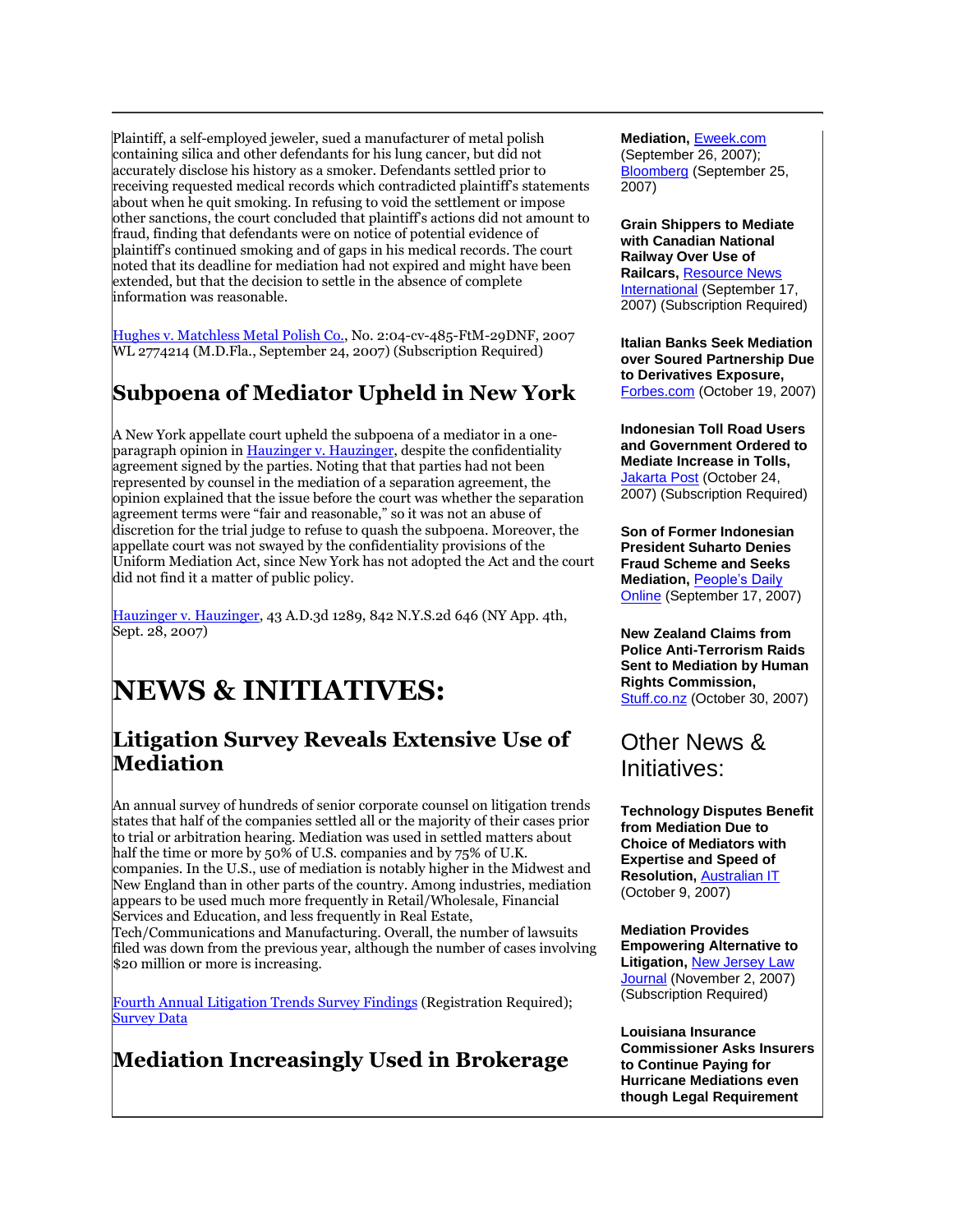Plaintiff, a self-employed jeweler, sued a manufacturer of metal polish containing silica and other defendants for his lung cancer, but did not accurately disclose his history as a smoker. Defendants settled prior to receiving requested medical records which contradicted plaintiff's statements about when he quit smoking. In refusing to void the settlement or impose other sanctions, the court concluded that plaintiff's actions did not amount to fraud, finding that defendants were on notice of potential evidence of plaintiff's continued smoking and of gaps in his medical records. The court noted that its deadline for mediation had not expired and might have been extended, but that the decision to settle in the absence of complete information was reasonable.

Hughes v. Matchless Metal Polish Co., No. 2:04-cv-485-FtM-29DNF, 2007 WL 2774214 (M.D.Fla., September 24, 2007) (Subscription Required)

## Subpoena of Mediator Upheld in New York

A New York appellate court upheld the subpoena of a mediator in a one-paragraph opinion in Hauzinger v. Hauzinger, despite the confidentiality agreement signed by the parties. Noting that parties had not been represented by counsel in the mediation of a separation agreement, the opinion explained that the issue before the court was whether the separation agreement terms were "fair and reasonable," so it was not an abuse of discretion for the trial judge to refuse to quash the subpoena. Moreover, the appellate court was not swayed by the confidentiality provisions of the Uniform Mediation Act, since New York has not adopted the Act and the court did not find it a matter of public policy.

Hauzinger v. Hauzinger, 43 A.D.3d 1289, 842 N.Y.S.2d 646 (NY App. 4th, Sept. 28, 2007)

# NEWS & INITIATIVES:

## Litigation Survey Reveals Extensive Use of Mediation

An annual survey of hundreds of senior corporate counsel on litigation trends states that half of the companies settled all or the majority of their cases prior to trial or arbitration hearing. Mediation was used in settled matters about half the time or more by 50% of U.S. companies and by 75% of U.K. companies. In the U.S., use of mediation is notably higher in the Midwest and New England than in other parts of the country. Among industries, mediation appears to be used much more frequently in Retail/Wholesale, Financial Services and Education, and less frequently in Real Estate, Tech/Communications and Manufacturing. Overall, the number of lawsuits filed was down from the previous year, although the number of cases involving $20 million or more is increasing.

Fourth Annual Litigation Trends Survey Findings (Registration Required); Survey Data

## Mediation Increasingly Used in Brokerage

**Mediation,** Eweek.com (September 26, 2007); Bloomberg (September 25, 2007)

**Grain Shippers to Mediate with Canadian National Railway Over Use of Railcars,** Resource News International (September 17, 2007) (Subscription Required)

**Italian Banks Seek Mediation over Soured Partnership Due to Derivatives Exposure,** Forbes.com (October 19, 2007)

**Indonesian Toll Road Users and Government Ordered to Mediate Increase in Tolls,** Jakarta Post (October 24, 2007) (Subscription Required)

**Son of Former Indonesian President Suharto Denies Fraud Scheme and Seeks Mediation,** People's Daily Online (September 17, 2007)

**New Zealand Claims from Police Anti-Terrorism Raids Sent to Mediation by Human Rights Commission,** Stuff.co.nz (October 30, 2007)

## Other News & Initiatives:

**Technology Disputes Benefit from Mediation Due to Choice of Mediators with Expertise and Speed of Resolution,** Australian IT (October 9, 2007)

**Mediation Provides Empowering Alternative to Litigation,** New Jersey Law Journal (November 2, 2007) (Subscription Required)

**Louisiana Insurance Commissioner Asks Insurers to Continue Paying for Hurricane Mediations even though Legal Requirement**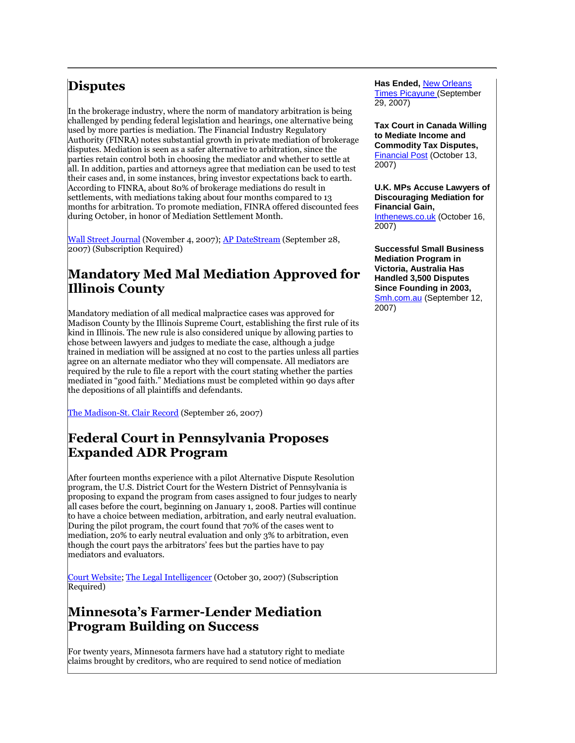# Disputes

In the brokerage industry, where the norm of mandatory arbitration is being challenged by pending federal legislation and hearings, one alternative being used by more parties is mediation. The Financial Industry Regulatory Authority (FINRA) notes substantial growth in private mediation of brokerage disputes. Mediation is seen as a safer alternative to arbitration, since the parties retain control both in choosing the mediator and whether to settle at all. In addition, parties and attorneys agree that mediation can be used to test their cases and, in some instances, bring investor expectations back to earth. According to FINRA, about 80% of brokerage mediations do result in settlements, with mediations taking about four months compared to 13 months for arbitration. To promote mediation, FINRA offered discounted fees during October, in honor of Mediation Settlement Month.

Wall Street Journal (November 4, 2007); AP DateStream (September 28, 2007) (Subscription Required)

# Mandatory Med Mal Mediation Approved for Illinois County

Mandatory mediation of all medical malpractice cases was approved for Madison County by the Illinois Supreme Court, establishing the first rule of its kind in Illinois. The new rule is also considered unique by allowing parties to chose between lawyers and judges to mediate the case, although a judge trained in mediation will be assigned at no cost to the parties unless all parties agree on an alternate mediator who they will compensate. All mediators are required by the rule to file a report with the court stating whether the parties mediated in "good faith." Mediations must be completed within 90 days after the depositions of all plaintiffs and defendants.

The Madison-St. Clair Record (September 26, 2007)

# Federal Court in Pennsylvania Proposes Expanded ADR Program

After fourteen months experience with a pilot Alternative Dispute Resolution program, the U.S. District Court for the Western District of Pennsylvania is proposing to expand the program from cases assigned to four judges to nearly all cases before the court, beginning on January 1, 2008. Parties will continue to have a choice between mediation, arbitration, and early neutral evaluation. During the pilot program, the court found that 70% of the cases went to mediation, 20% to early neutral evaluation and only 3% to arbitration, even though the court pays the arbitrators' fees but the parties have to pay mediators and evaluators.

Court Website; The Legal Intelligencer (October 30, 2007) (Subscription Required)

# Minnesota's Farmer-Lender Mediation Program Building on Success

For twenty years, Minnesota farmers have had a statutory right to mediate claims brought by creditors, who are required to send notice of mediation

**Has Ended,** New Orleans Times Picayune (September 29, 2007)

**Tax Court in Canada Willing to Mediate Income and Commodity Tax Disputes,** Financial Post (October 13, 2007)

**U.K. MPs Accuse Lawyers of Discouraging Mediation for Financial Gain,** Inthenews.co.uk (October 16, 2007)

**Successful Small Business Mediation Program in Victoria, Australia Has Handled 3,500 Disputes Since Founding in 2003,** Smh.com.au (September 12, 2007)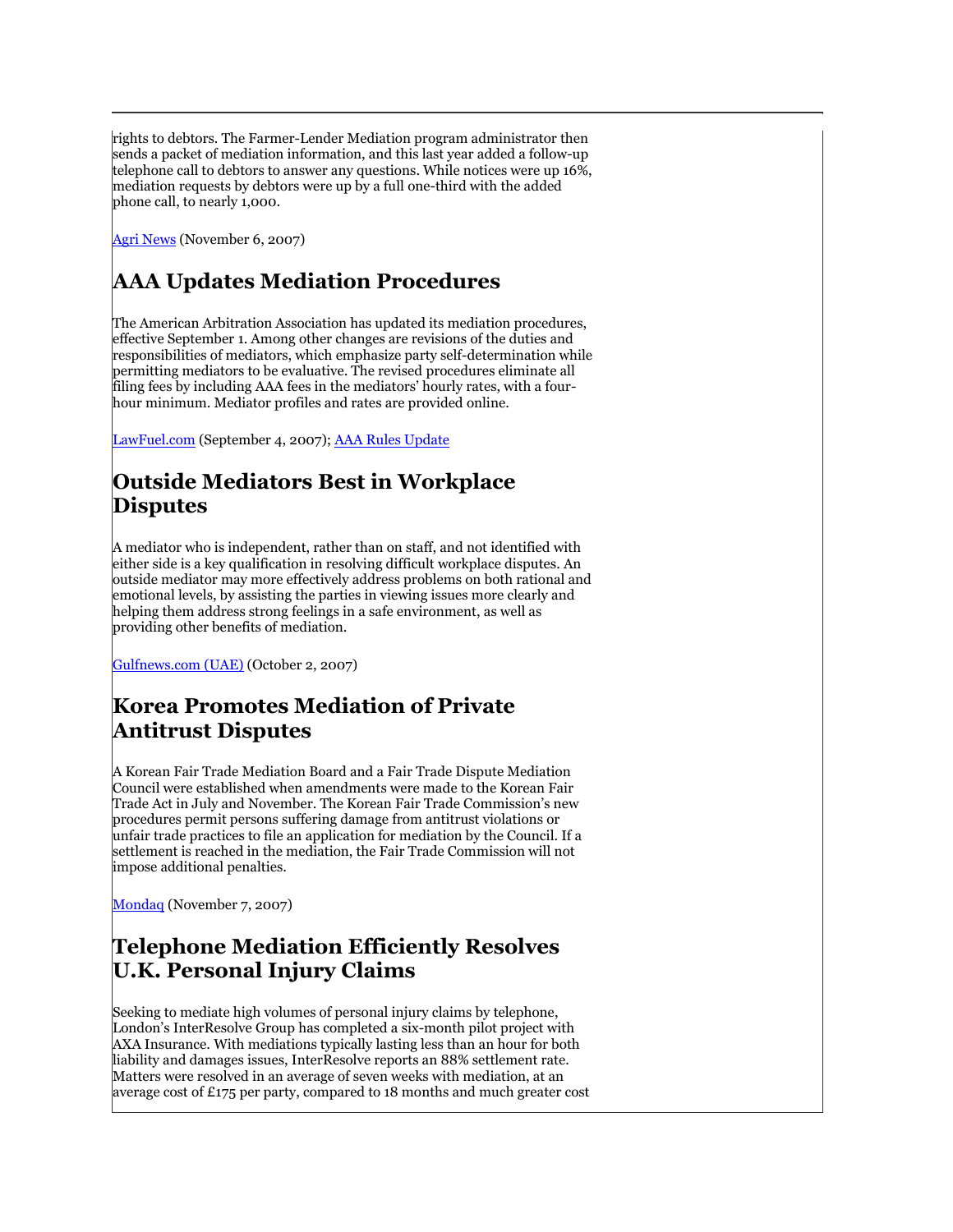rights to debtors. The Farmer-Lender Mediation program administrator then sends a packet of mediation information, and this last year added a follow-up telephone call to debtors to answer any questions. While notices were up 16%, mediation requests by debtors were up by a full one-third with the added phone call, to nearly 1,000.

Agri News (November 6, 2007)

## AAA Updates Mediation Procedures

The American Arbitration Association has updated its mediation procedures, effective September 1. Among other changes are revisions of the duties and responsibilities of mediators, which emphasize party self-determination while permitting mediators to be evaluative. The revised procedures eliminate all filing fees by including AAA fees in the mediators' hourly rates, with a four-hour minimum. Mediator profiles and rates are provided online.

LawFuel.com (September 4, 2007); AAA Rules Update

## Outside Mediators Best in Workplace Disputes

A mediator who is independent, rather than on staff, and not identified with either side is a key qualification in resolving difficult workplace disputes. An outside mediator may more effectively address problems on both rational and emotional levels, by assisting the parties in viewing issues more clearly and helping them address strong feelings in a safe environment, as well as providing other benefits of mediation.

Gulfnews.com (UAE) (October 2, 2007)

## Korea Promotes Mediation of Private Antitrust Disputes

A Korean Fair Trade Mediation Board and a Fair Trade Dispute Mediation Council were established when amendments were made to the Korean Fair Trade Act in July and November. The Korean Fair Trade Commission's new procedures permit persons suffering damage from antitrust violations or unfair trade practices to file an application for mediation by the Council. If a settlement is reached in the mediation, the Fair Trade Commission will not impose additional penalties.

Mondaq (November 7, 2007)

## Telephone Mediation Efficiently Resolves U.K. Personal Injury Claims

Seeking to mediate high volumes of personal injury claims by telephone, London's InterResolve Group has completed a six-month pilot project with AXA Insurance. With mediations typically lasting less than an hour for both liability and damages issues, InterResolve reports an 88% settlement rate. Matters were resolved in an average of seven weeks with mediation, at an average cost of £175 per party, compared to 18 months and much greater cost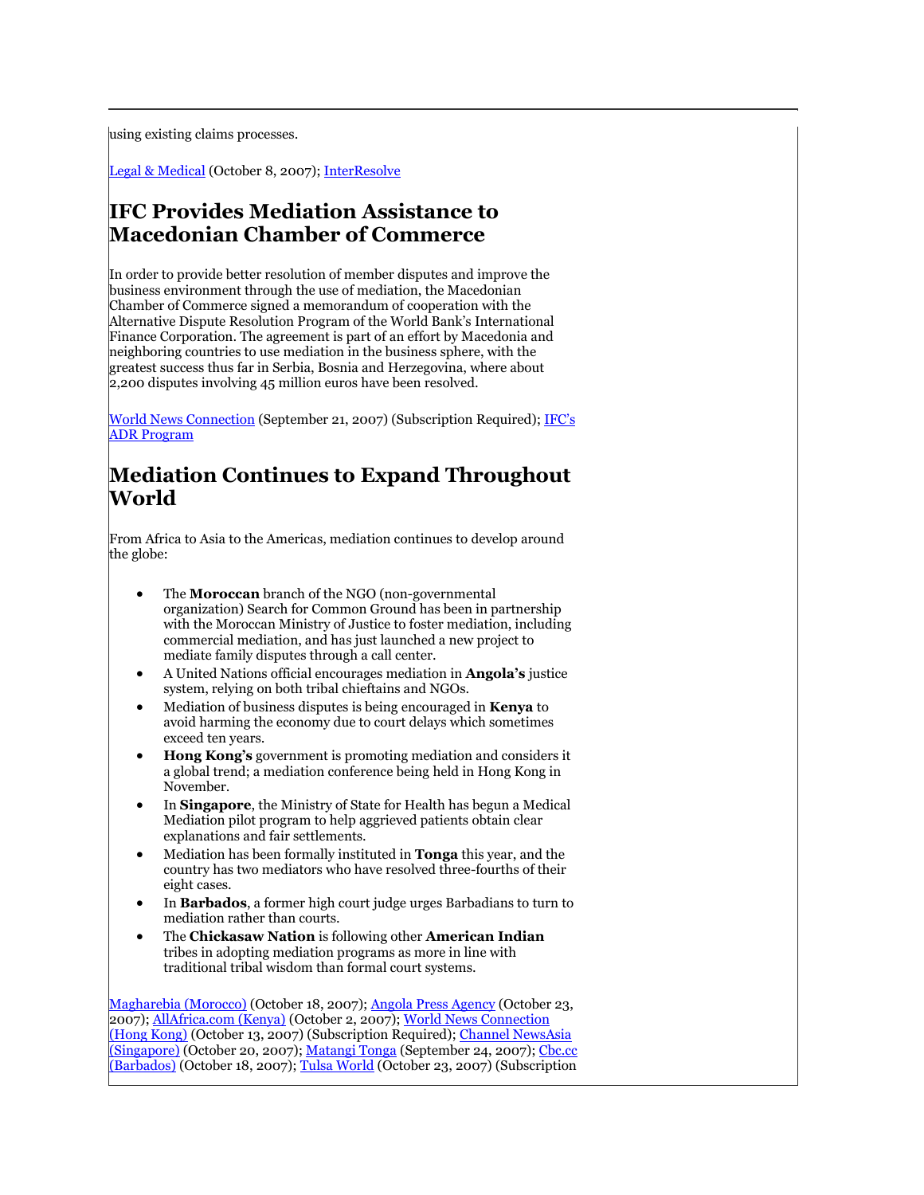using existing claims processes.

Legal & Medical (October 8, 2007); InterResolve

## IFC Provides Mediation Assistance to Macedonian Chamber of Commerce

In order to provide better resolution of member disputes and improve the business environment through the use of mediation, the Macedonian Chamber of Commerce signed a memorandum of cooperation with the Alternative Dispute Resolution Program of the World Bank's International Finance Corporation. The agreement is part of an effort by Macedonia and neighboring countries to use mediation in the business sphere, with the greatest success thus far in Serbia, Bosnia and Herzegovina, where about 2,200 disputes involving 45 million euros have been resolved.

World News Connection (September 21, 2007) (Subscription Required); IFC's ADR Program

## Mediation Continues to Expand Throughout World

From Africa to Asia to the Americas, mediation continues to develop around the globe:

- The **Moroccan** branch of the NGO (non-governmental organization) Search for Common Ground has been in partnership with the Moroccan Ministry of Justice to foster mediation, including commercial mediation, and has just launched a new project to mediate family disputes through a call center.
- A United Nations official encourages mediation in **Angola's** justice system, relying on both tribal chieftains and NGOs.
- Mediation of business disputes is being encouraged in **Kenya** to avoid harming the economy due to court delays which sometimes exceed ten years.
- **Hong Kong's** government is promoting mediation and considers it a global trend; a mediation conference being held in Hong Kong in November.
- In **Singapore**, the Ministry of State for Health has begun a Medical Mediation pilot program to help aggrieved patients obtain clear explanations and fair settlements.
- Mediation has been formally instituted in **Tonga** this year, and the country has two mediators who have resolved three-fourths of their eight cases.
- In **Barbados**, a former high court judge urges Barbadians to turn to mediation rather than courts.
- The **Chickasaw Nation** is following other **American Indian** tribes in adopting mediation programs as more in line with traditional tribal wisdom than formal court systems.

Magharebia (Morocco) (October 18, 2007); Angola Press Agency (October 23, 2007); AllAfrica.com (Kenya) (October 2, 2007); World News Connection (Hong Kong) (October 13, 2007) (Subscription Required); Channel NewsAsia (Singapore) (October 20, 2007); Matangi Tonga (September 24, 2007); Cbc.cc (Barbados) (October 18, 2007); Tulsa World (October 23, 2007) (Subscription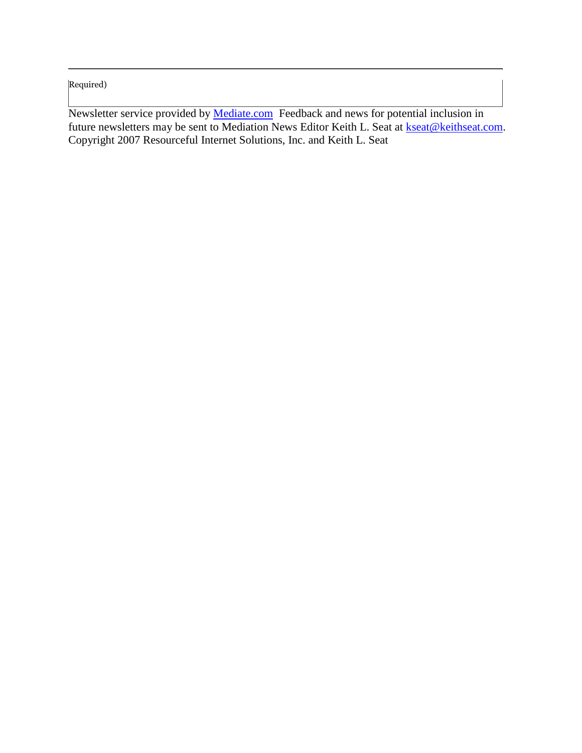Required)

Newsletter service provided by [Mediate.com](http://www.mediate.com) Feedback and news for potential inclusion in future newsletters may be sent to Mediation News Editor Keith L. Seat at [kseat@keithseat.com](mailto:kseat@keithseat.com). Copyright 2007 Resourceful Internet Solutions, Inc. and Keith L. Seat